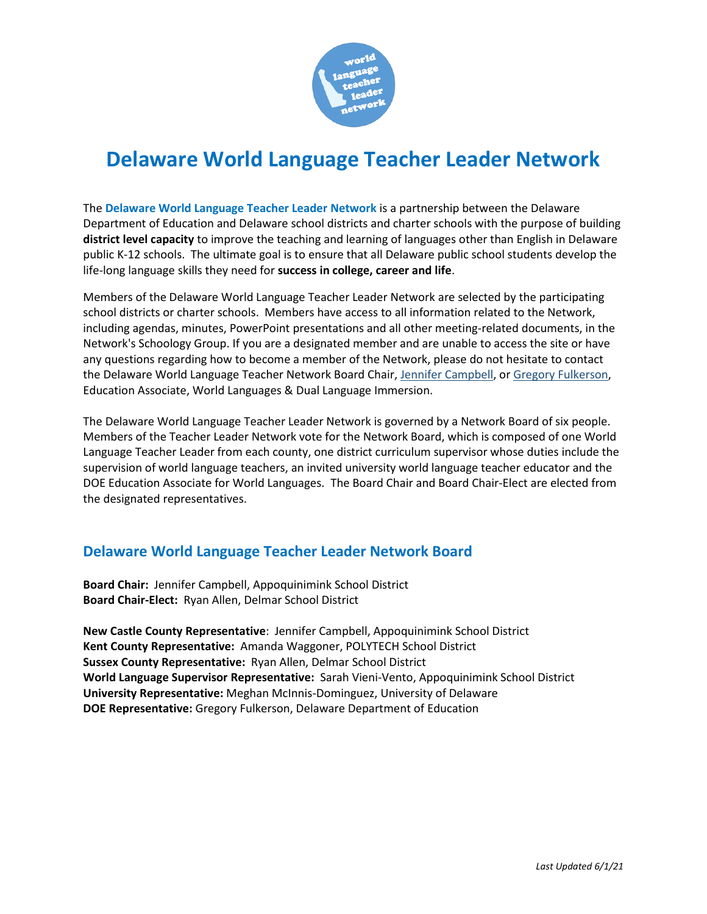# Delaware World Language Teacher Leader Network

The **Delaware World Language Teacher Leader Network** is a partnership between the Delaware Department of Education and Delaware school districts and charter schools with the purpose of building **district level capacity** to improve the teaching and learning of languages other than English in Delaware public K-12 schools. The ultimate goal is to ensure that all Delaware public school students develop the life-long language skills they need for **success in college, career and life**.

Members of the Delaware World Language Teacher Leader Network are selected by the participating school districts or charter schools. Members have access to all information related to the Network, including agendas, minutes, PowerPoint presentations and all other meeting-related documents, in the Network's Schoology Group. If you are a designated member and are unable to access the site or have any questions regarding how to become a member of the Network, please do not hesitate to contact the Delaware World Language Teacher Network Board Chair, Jennifer Campbell, or Gregory Fulkerson, Education Associate, World Languages & Dual Language Immersion.

The Delaware World Language Teacher Leader Network is governed by a Network Board of six people. Members of the Teacher Leader Network vote for the Network Board, which is composed of one World Language Teacher Leader from each county, one district curriculum supervisor whose duties include the supervision of world language teachers, an invited university world language teacher educator and the DOE Education Associate for World Languages. The Board Chair and Board Chair-Elect are elected from the designated representatives.

## Delaware World Language Teacher Leader Network Board

**Board Chair:** Jennifer Campbell, Appoquinimink School District
**Board Chair-Elect:** Ryan Allen, Delmar School District

**New Castle County Representative**: Jennifer Campbell, Appoquinimink School District
**Kent County Representative:** Amanda Waggoner, POLYTECH School District
**Sussex County Representative:** Ryan Allen, Delmar School District
**World Language Supervisor Representative:** Sarah Vieni-Vento, Appoquinimink School District
**University Representative:** Meghan McInnis-Dominguez, University of Delaware
**DOE Representative:** Gregory Fulkerson, Delaware Department of Education

*Last Updated 6/1/21*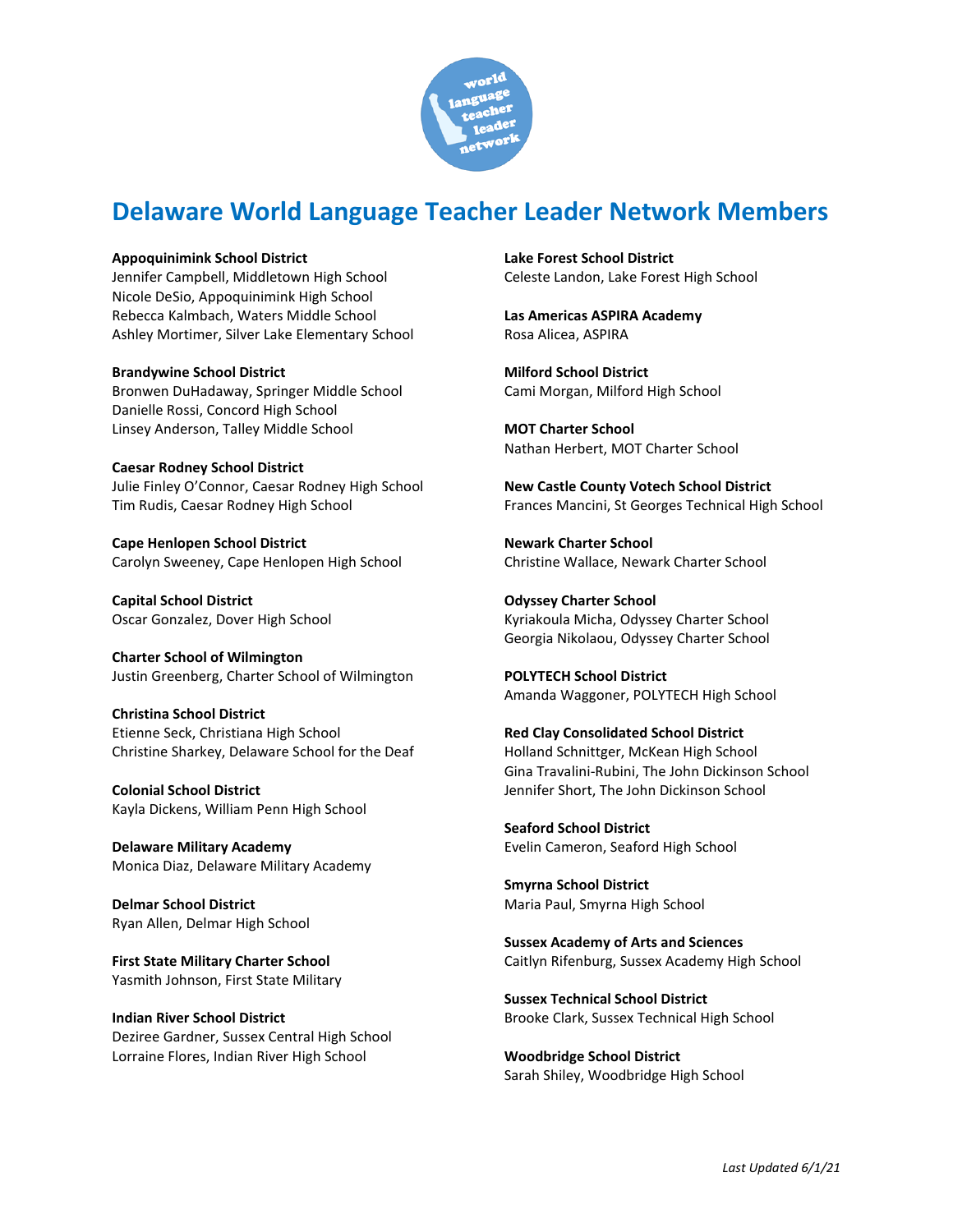# Delaware World Language Teacher Leader Network Members

**Appoquinimink School District**
Jennifer Campbell, Middletown High School
Nicole DeSio, Appoquinimink High School
Rebecca Kalmbach, Waters Middle School
Ashley Mortimer, Silver Lake Elementary School

**Brandywine School District**
Bronwen DuHadaway, Springer Middle School
Danielle Rossi, Concord High School
Linsey Anderson, Talley Middle School

**Caesar Rodney School District**
Julie Finley O'Connor, Caesar Rodney High School
Tim Rudis, Caesar Rodney High School

**Cape Henlopen School District**
Carolyn Sweeney, Cape Henlopen High School

**Capital School District**
Oscar Gonzalez, Dover High School

**Charter School of Wilmington**
Justin Greenberg, Charter School of Wilmington

**Christina School District**
Etienne Seck, Christiana High School
Christine Sharkey, Delaware School for the Deaf

**Colonial School District**
Kayla Dickens, William Penn High School

**Delaware Military Academy**
Monica Diaz, Delaware Military Academy

**Delmar School District**
Ryan Allen, Delmar High School

**First State Military Charter School**
Yasmith Johnson, First State Military

**Indian River School District**
Deziree Gardner, Sussex Central High School
Lorraine Flores, Indian River High School

**Lake Forest School District**
Celeste Landon, Lake Forest High School

**Las Americas ASPIRA Academy**
Rosa Alicea, ASPIRA

**Milford School District**
Cami Morgan, Milford High School

**MOT Charter School**
Nathan Herbert, MOT Charter School

**New Castle County Votech School District**
Frances Mancini, St Georges Technical High School

**Newark Charter School**
Christine Wallace, Newark Charter School

**Odyssey Charter School**
Kyriakoula Micha, Odyssey Charter School
Georgia Nikolaou, Odyssey Charter School

**POLYTECH School District**
Amanda Waggoner, POLYTECH High School

**Red Clay Consolidated School District**
Holland Schnittger, McKean High School
Gina Travalini-Rubini, The John Dickinson School
Jennifer Short, The John Dickinson School

**Seaford School District**
Evelin Cameron, Seaford High School

**Smyrna School District**
Maria Paul, Smyrna High School

**Sussex Academy of Arts and Sciences**
Caitlyn Rifenburg, Sussex Academy High School

**Sussex Technical School District**
Brooke Clark, Sussex Technical High School

**Woodbridge School District**
Sarah Shiley, Woodbridge High School

*Last Updated 6/1/21*